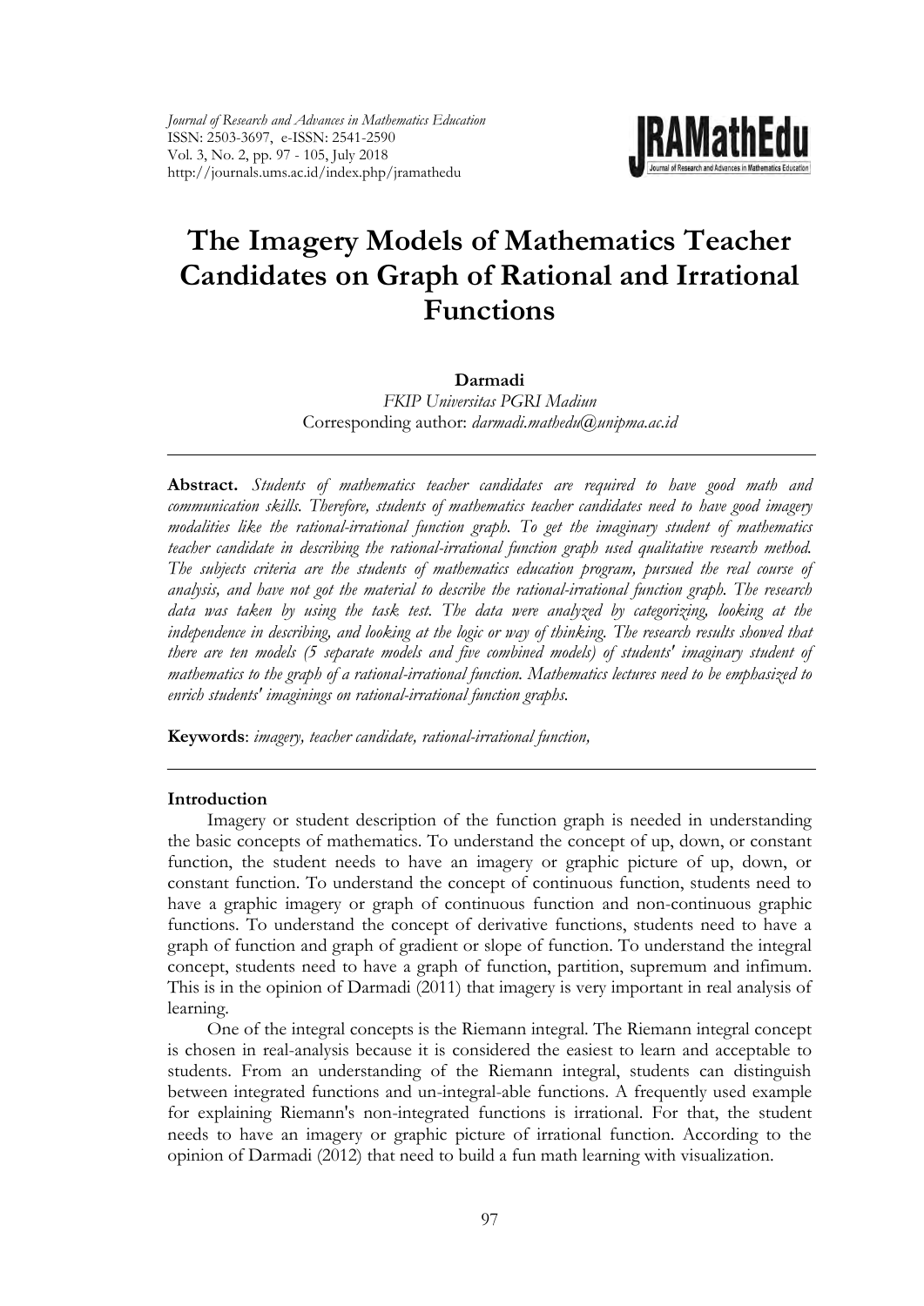*Journal of Research and Advances in Mathematics Education*
ISSN: 2503-3697, e-ISSN: 2541-2590
Vol. 3, No. 2, pp. 97 - 105, July 2018
http://journals.ums.ac.id/index.php/jramathedu

# The Imagery Models of Mathematics Teacher Candidates on Graph of Rational and Irrational Functions

**Darmadi**

*FKIP Universitas PGRI Madiun*
Corresponding author: *darmadi.mathedu@unipma.ac.id*

---

**Abstract.** *Students of mathematics teacher candidates are required to have good math and communication skills. Therefore, students of mathematics teacher candidates need to have good imagery modalities like the rational-irrational function graph. To get the imaginary student of mathematics teacher candidate in describing the rational-irrational function graph used qualitative research method. The subjects criteria are the students of mathematics education program, pursued the real course of analysis, and have not got the material to describe the rational-irrational function graph. The research data was taken by using the task test. The data were analyzed by categorizing, looking at the independence in describing, and looking at the logic or way of thinking. The research results showed that there are ten models (5 separate models and five combined models) of students' imaginary student of mathematics to the graph of a rational-irrational function. Mathematics lectures need to be emphasized to enrich students' imaginings on rational-irrational function graphs.*

**Keywords**: *imagery, teacher candidate, rational-irrational function,*

---

## Introduction

Imagery or student description of the function graph is needed in understanding the basic concepts of mathematics. To understand the concept of up, down, or constant function, the student needs to have an imagery or graphic picture of up, down, or constant function. To understand the concept of continuous function, students need to have a graphic imagery or graph of continuous function and non-continuous graphic functions. To understand the concept of derivative functions, students need to have a graph of function and graph of gradient or slope of function. To understand the integral concept, students need to have a graph of function, partition, supremum and infimum. This is in the opinion of Darmadi (2011) that imagery is very important in real analysis of learning.

One of the integral concepts is the Riemann integral. The Riemann integral concept is chosen in real-analysis because it is considered the easiest to learn and acceptable to students. From an understanding of the Riemann integral, students can distinguish between integrated functions and un-integral-able functions. A frequently used example for explaining Riemann's non-integrated functions is irrational. For that, the student needs to have an imagery or graphic picture of irrational function. According to the opinion of Darmadi (2012) that need to build a fun math learning with visualization.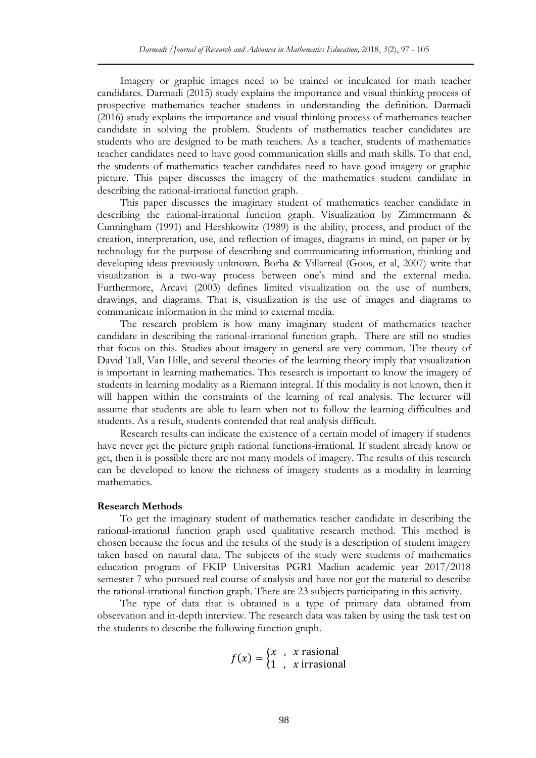Imagery or graphic images need to be trained or inculcated for math teacher candidates. Darmadi (2015) study explains the importance and visual thinking process of prospective mathematics teacher students in understanding the definition. Darmadi (2016) study explains the importance and visual thinking process of mathematics teacher candidate in solving the problem. Students of mathematics teacher candidates are students who are designed to be math teachers. As a teacher, students of mathematics teacher candidates need to have good communication skills and math skills. To that end, the students of mathematics teacher candidates need to have good imagery or graphic picture. This paper discusses the imagery of the mathematics student candidate in describing the rational-irrational function graph.

This paper discusses the imaginary student of mathematics teacher candidate in describing the rational-irrational function graph. Visualization by Zimmermann & Cunningham (1991) and Hershkowitz (1989) is the ability, process, and product of the creation, interpretation, use, and reflection of images, diagrams in mind, on paper or by technology for the purpose of describing and communicating information, thinking and developing ideas previously unknown. Borba & Villarreal (Goos, et al, 2007) write that visualization is a two-way process between one's mind and the external media. Furthermore, Arcavi (2003) defines limited visualization on the use of numbers, drawings, and diagrams. That is, visualization is the use of images and diagrams to communicate information in the mind to external media.

The research problem is how many imaginary student of mathematics teacher candidate in describing the rational-irrational function graph. There are still no studies that focus on this. Studies about imagery in general are very common. The theory of David Tall, Van Hille, and several theories of the learning theory imply that visualization is important in learning mathematics. This research is important to know the imagery of students in learning modality as a Riemann integral. If this modality is not known, then it will happen within the constraints of the learning of real analysis. The lecturer will assume that students are able to learn when not to follow the learning difficulties and students. As a result, students contended that real analysis difficult.

Research results can indicate the existence of a certain model of imagery if students have never get the picture graph rational functions-irrational. If student already know or get, then it is possible there are not many models of imagery. The results of this research can be developed to know the richness of imagery students as a modality in learning mathematics.

**Research Methods**

To get the imaginary student of mathematics teacher candidate in describing the rational-irrational function graph used qualitative research method. This method is chosen because the focus and the results of the study is a description of student imagery taken based on natural data. The subjects of the study were students of mathematics education program of FKIP Universitas PGRI Madiun academic year 2017/2018 semester 7 who pursued real course of analysis and have not got the material to describe the rational-irrational function graph. There are 23 subjects participating in this activity.

The type of data that is obtained is a type of primary data obtained from observation and in-depth interview. The research data was taken by using the task test on the students to describe the following function graph.

$$f(x) = \begin{cases} x \ , \ x \text{ rasional} \\ 1 \ , \ x \text{ irrasional} \end{cases}$$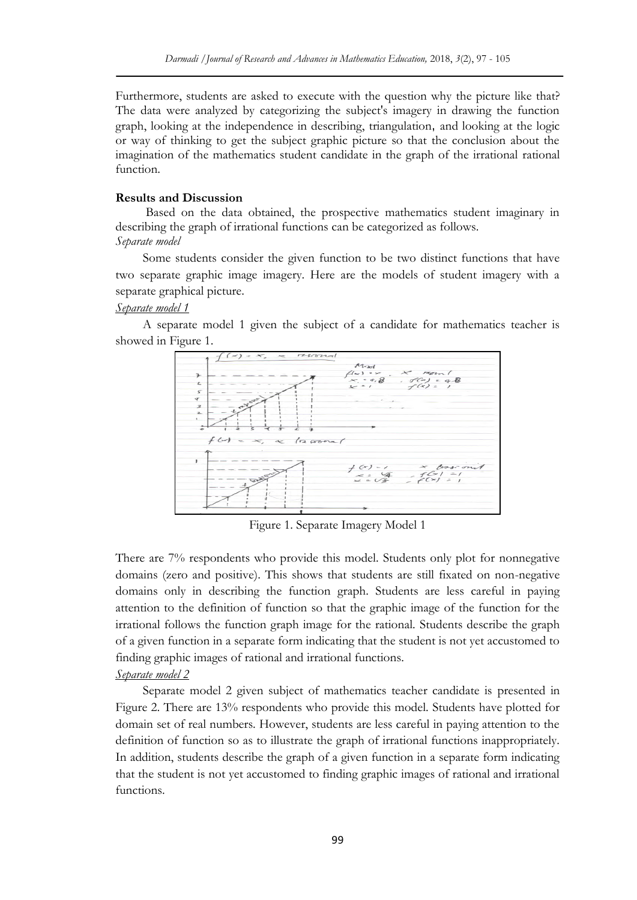Furthermore, students are asked to execute with the question why the picture like that? The data were analyzed by categorizing the subject's imagery in drawing the function graph, looking at the independence in describing, triangulation, and looking at the logic or way of thinking to get the subject graphic picture so that the conclusion about the imagination of the mathematics student candidate in the graph of the irrational rational function.

## Results and Discussion

Based on the data obtained, the prospective mathematics student imaginary in describing the graph of irrational functions can be categorized as follows.

*Separate model*

Some students consider the given function to be two distinct functions that have two separate graphic image imagery. Here are the models of student imagery with a separate graphical picture.

*Separate model 1*

A separate model 1 given the subject of a candidate for mathematics teacher is showed in Figure 1.

Figure 1. Separate Imagery Model 1

There are 7% respondents who provide this model. Students only plot for nonnegative domains (zero and positive). This shows that students are still fixated on non-negative domains only in describing the function graph. Students are less careful in paying attention to the definition of function so that the graphic image of the function for the irrational follows the function graph image for the rational. Students describe the graph of a given function in a separate form indicating that the student is not yet accustomed to finding graphic images of rational and irrational functions.

*Separate model 2*

Separate model 2 given subject of mathematics teacher candidate is presented in Figure 2. There are 13% respondents who provide this model. Students have plotted for domain set of real numbers. However, students are less careful in paying attention to the definition of function so as to illustrate the graph of irrational functions inappropriately. In addition, students describe the graph of a given function in a separate form indicating that the student is not yet accustomed to finding graphic images of rational and irrational functions.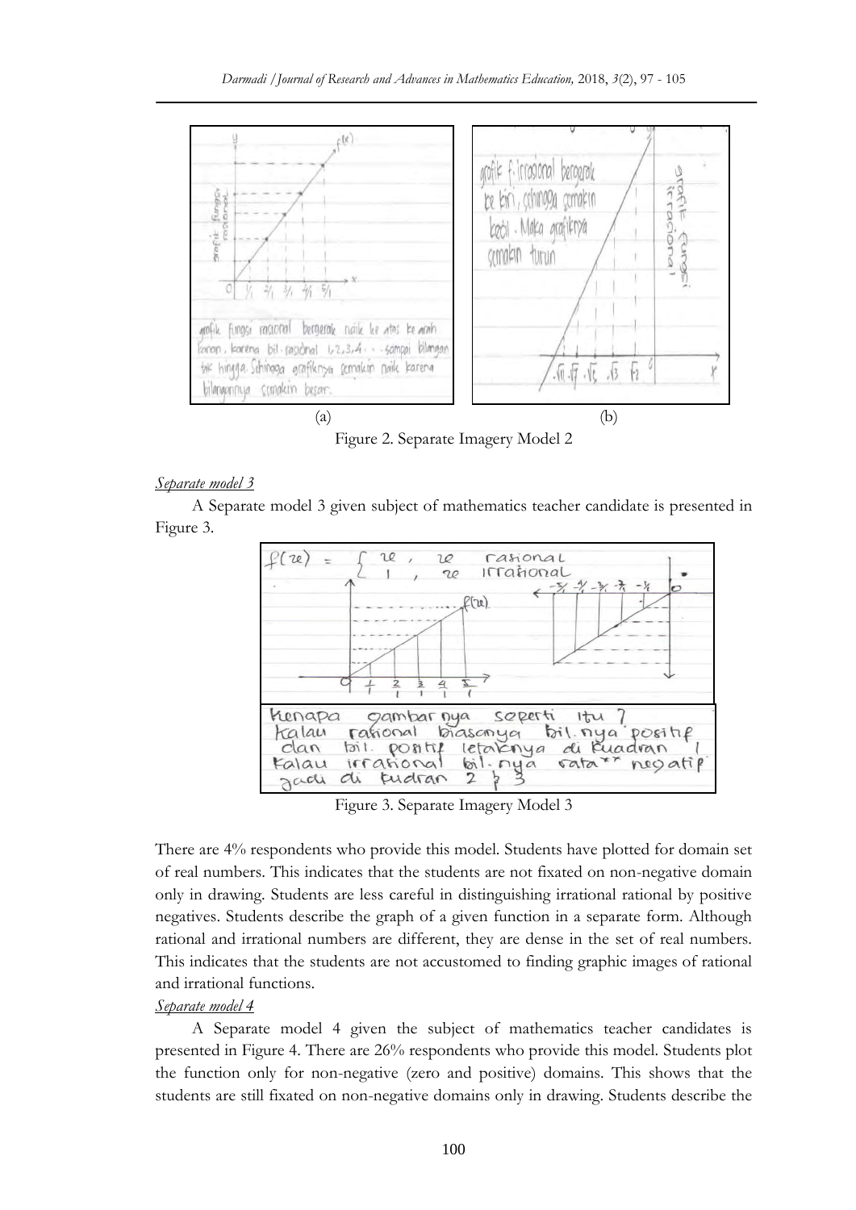(a) (b)

Figure 2. Separate Imagery Model 2

*Separate model 3*

A Separate model 3 given subject of mathematics teacher candidate is presented in Figure 3.

Figure 3. Separate Imagery Model 3

There are 4% respondents who provide this model. Students have plotted for domain set of real numbers. This indicates that the students are not fixated on non-negative domain only in drawing. Students are less careful in distinguishing irrational rational by positive negatives. Students describe the graph of a given function in a separate form. Although rational and irrational numbers are different, they are dense in the set of real numbers. This indicates that the students are not accustomed to finding graphic images of rational and irrational functions.

*Separate model 4*

A Separate model 4 given the subject of mathematics teacher candidates is presented in Figure 4. There are 26% respondents who provide this model. Students plot the function only for non-negative (zero and positive) domains. This shows that the students are still fixated on non-negative domains only in drawing. Students describe the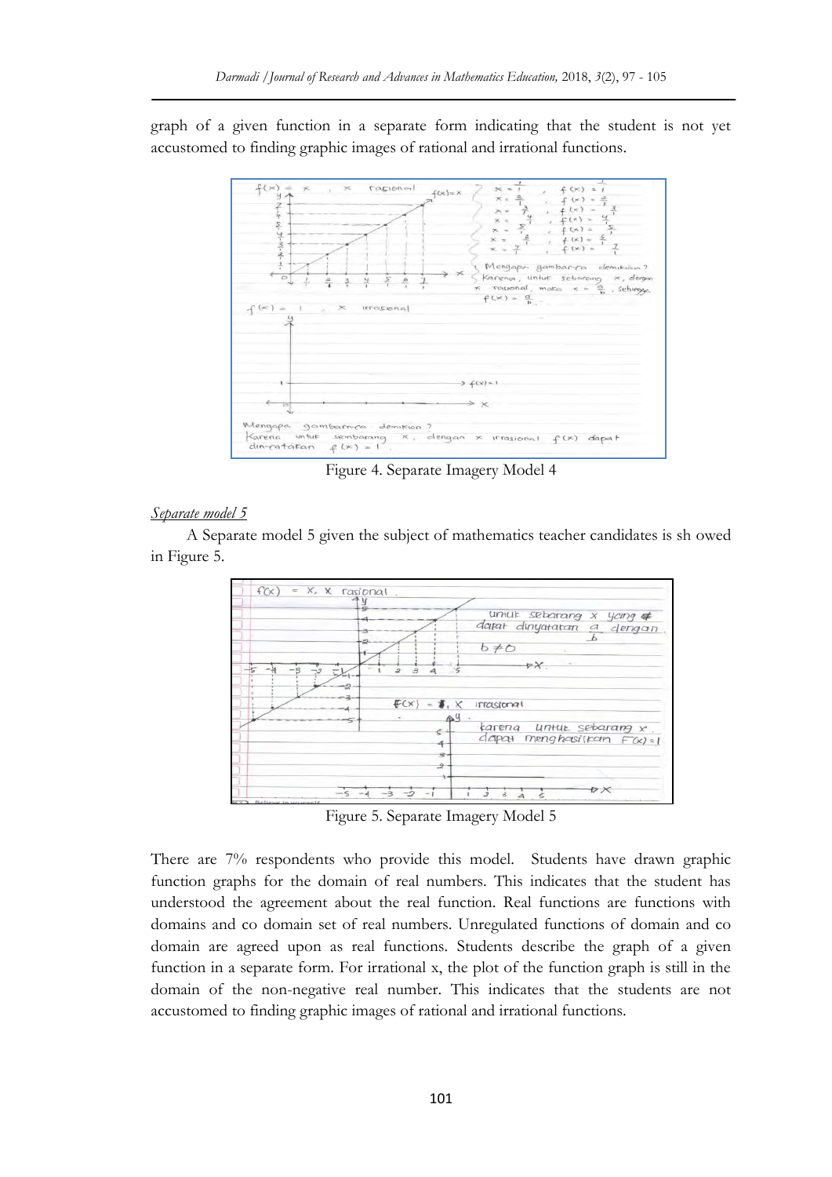graph of a given function in a separate form indicating that the student is not yet accustomed to finding graphic images of rational and irrational functions.

Figure 4. Separate Imagery Model 4

*Separate model 5*

A Separate model 5 given the subject of mathematics teacher candidates is sh owed in Figure 5.

Figure 5. Separate Imagery Model 5

There are 7% respondents who provide this model. Students have drawn graphic function graphs for the domain of real numbers. This indicates that the student has understood the agreement about the real function. Real functions are functions with domains and co domain set of real numbers. Unregulated functions of domain and co domain are agreed upon as real functions. Students describe the graph of a given function in a separate form. For irrational x, the plot of the function graph is still in the domain of the non-negative real number. This indicates that the students are not accustomed to finding graphic images of rational and irrational functions.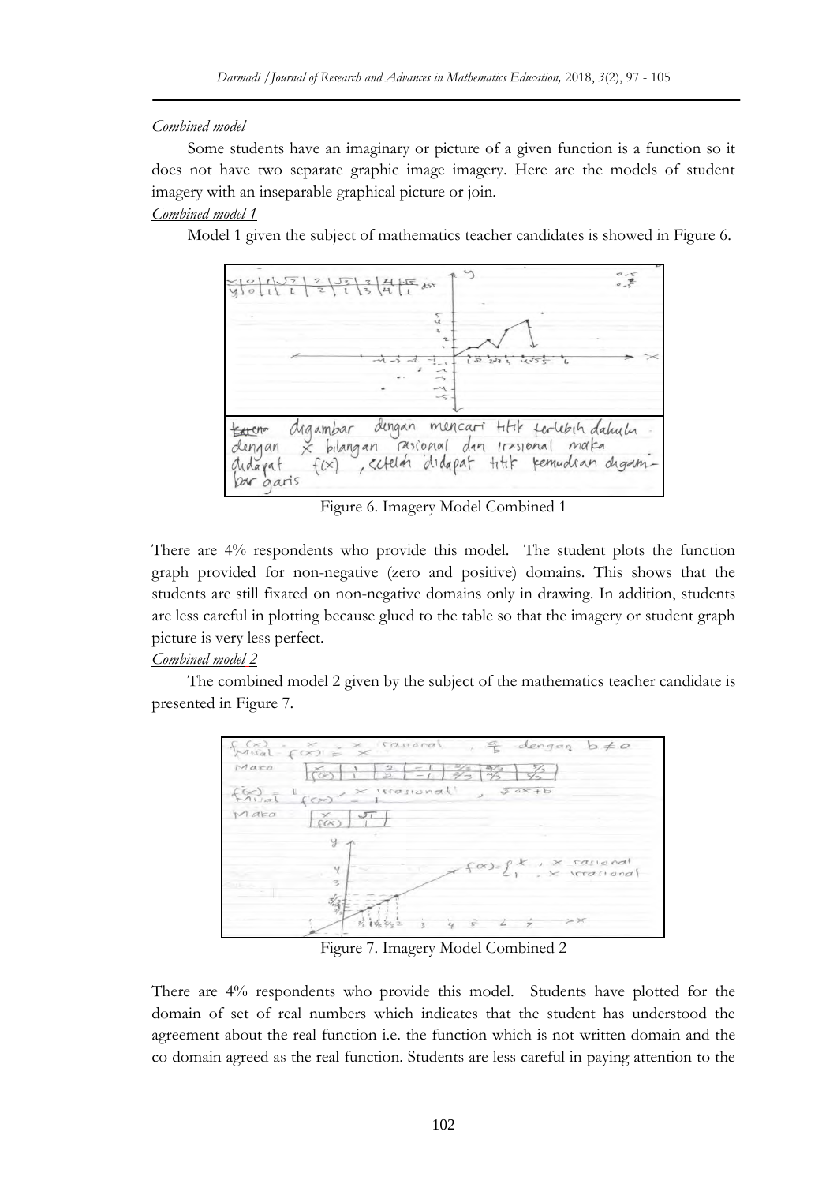*Combined model*

Some students have an imaginary or picture of a given function is a function so it does not have two separate graphic image imagery. Here are the models of student imagery with an inseparable graphical picture or join.

*Combined model 1*

Model 1 given the subject of mathematics teacher candidates is showed in Figure 6.

Figure 6. Imagery Model Combined 1

There are 4% respondents who provide this model. The student plots the function graph provided for non-negative (zero and positive) domains. This shows that the students are still fixated on non-negative domains only in drawing. In addition, students are less careful in plotting because glued to the table so that the imagery or student graph picture is very less perfect.

*Combined model 2*

The combined model 2 given by the subject of the mathematics teacher candidate is presented in Figure 7.

Figure 7. Imagery Model Combined 2

There are 4% respondents who provide this model. Students have plotted for the domain of set of real numbers which indicates that the student has understood the agreement about the real function i.e. the function which is not written domain and the co domain agreed as the real function. Students are less careful in paying attention to the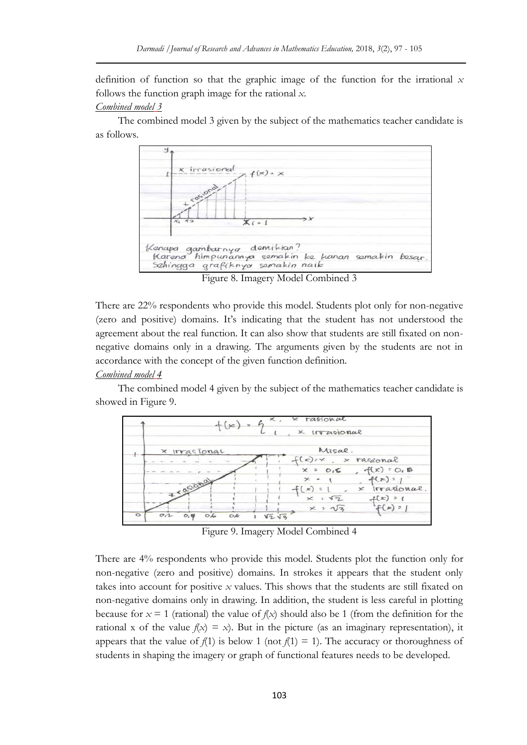definition of function so that the graphic image of the function for the irrational $x$ follows the function graph image for the rational $x$.

*Combined model 3*

The combined model 3 given by the subject of the mathematics teacher candidate is as follows.

Figure 8. Imagery Model Combined 3

There are 22% respondents who provide this model. Students plot only for non-negative (zero and positive) domains. It's indicating that the student has not understood the agreement about the real function. It can also show that students are still fixated on non-negative domains only in a drawing. The arguments given by the students are not in accordance with the concept of the given function definition.

*Combined model 4*

The combined model 4 given by the subject of the mathematics teacher candidate is showed in Figure 9.

Figure 9. Imagery Model Combined 4

There are 4% respondents who provide this model. Students plot the function only for non-negative (zero and positive) domains. In strokes it appears that the student only takes into account for positive $x$ values. This shows that the students are still fixated on non-negative domains only in drawing. In addition, the student is less careful in plotting because for $x = 1$ (rational) the value of $f(x)$ should also be 1 (from the definition for the rational x of the value $f(x) = x$). But in the picture (as an imaginary representation), it appears that the value of $f(1)$ is below 1 (not $f(1) = 1$). The accuracy or thoroughness of students in shaping the imagery or graph of functional features needs to be developed.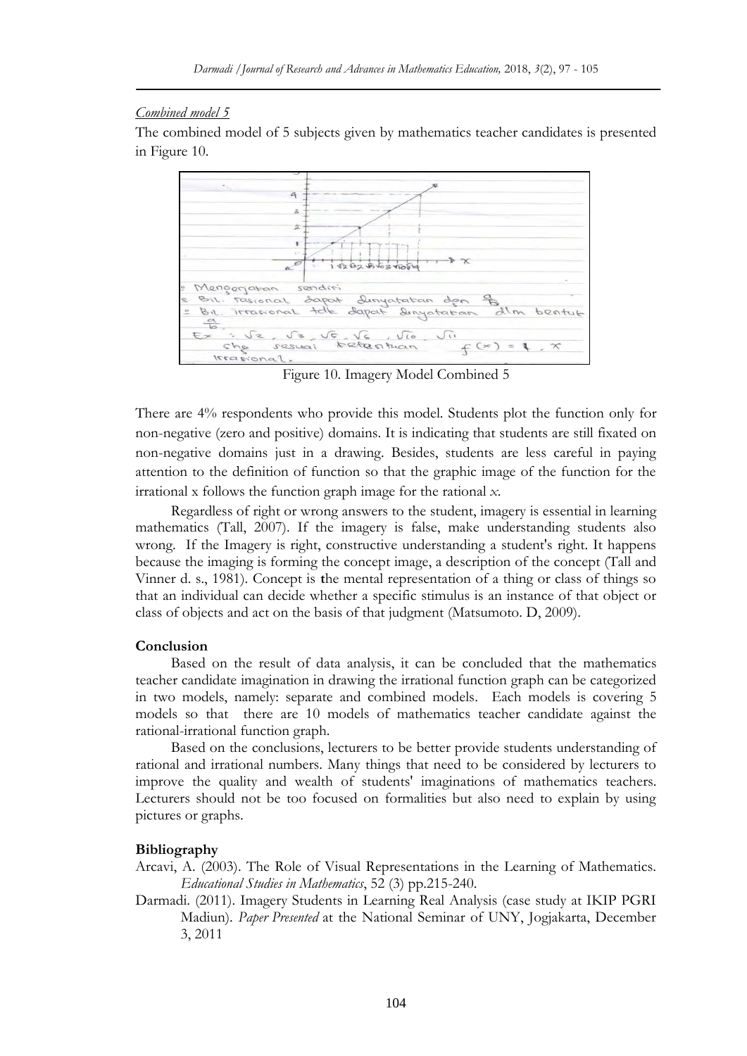*Combined model 5*

The combined model of 5 subjects given by mathematics teacher candidates is presented in Figure 10.

Figure 10. Imagery Model Combined 5

There are 4% respondents who provide this model. Students plot the function only for non-negative (zero and positive) domains. It is indicating that students are still fixated on non-negative domains just in a drawing. Besides, students are less careful in paying attention to the definition of function so that the graphic image of the function for the irrational x follows the function graph image for the rational *x*.

Regardless of right or wrong answers to the student, imagery is essential in learning mathematics (Tall, 2007). If the imagery is false, make understanding students also wrong. If the Imagery is right, constructive understanding a student's right. It happens because the imaging is forming the concept image, a description of the concept (Tall and Vinner d. s., 1981). Concept is the mental representation of a thing or class of things so that an individual can decide whether a specific stimulus is an instance of that object or class of objects and act on the basis of that judgment (Matsumoto. D, 2009).

**Conclusion**

Based on the result of data analysis, it can be concluded that the mathematics teacher candidate imagination in drawing the irrational function graph can be categorized in two models, namely: separate and combined models. Each models is covering 5 models so that there are 10 models of mathematics teacher candidate against the rational-irrational function graph.

Based on the conclusions, lecturers to be better provide students understanding of rational and irrational numbers. Many things that need to be considered by lecturers to improve the quality and wealth of students' imaginations of mathematics teachers. Lecturers should not be too focused on formalities but also need to explain by using pictures or graphs.

**Bibliography**

Arcavi, A. (2003). The Role of Visual Representations in the Learning of Mathematics. *Educational Studies in Mathematics*, 52 (3) pp.215-240.

Darmadi. (2011). Imagery Students in Learning Real Analysis (case study at IKIP PGRI Madiun). *Paper Presented* at the National Seminar of UNY, Jogjakarta, December 3, 2011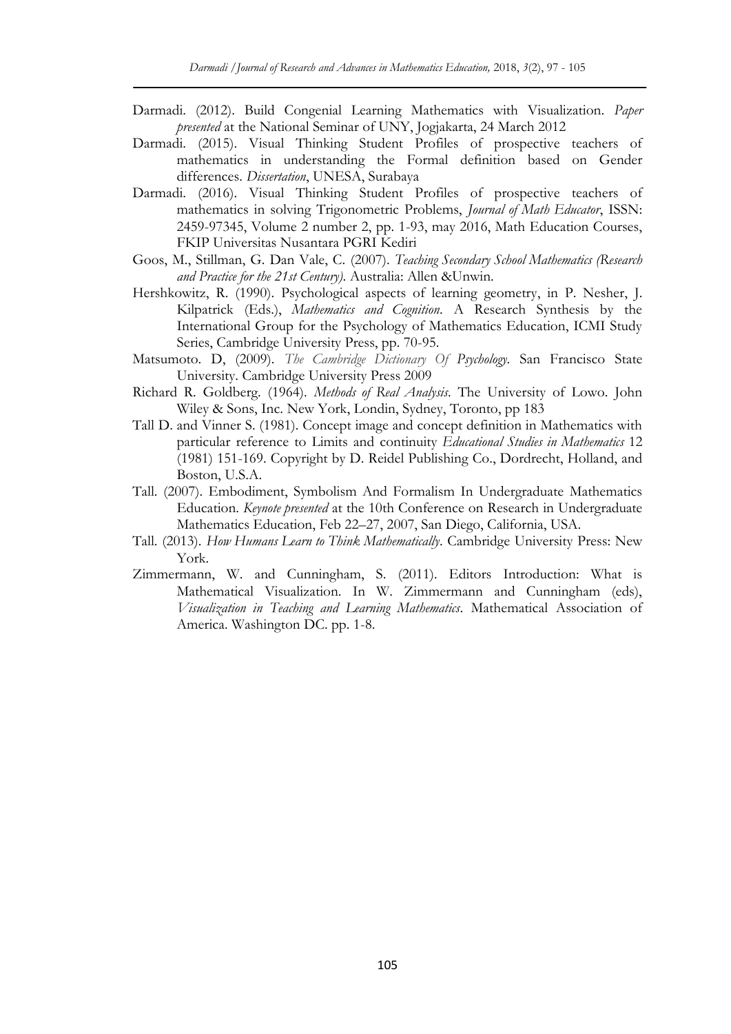Darmadi. (2012). Build Congenial Learning Mathematics with Visualization. *Paper presented* at the National Seminar of UNY, Jogjakarta, 24 March 2012

Darmadi. (2015). Visual Thinking Student Profiles of prospective teachers of mathematics in understanding the Formal definition based on Gender differences. *Dissertation*, UNESA, Surabaya

Darmadi. (2016). Visual Thinking Student Profiles of prospective teachers of mathematics in solving Trigonometric Problems, *Journal of Math Educator*, ISSN: 2459-97345, Volume 2 number 2, pp. 1-93, may 2016, Math Education Courses, FKIP Universitas Nusantara PGRI Kediri

Goos, M., Stillman, G. Dan Vale, C. (2007). *Teaching Secondary School Mathematics (Research and Practice for the 21st Century)*. Australia: Allen &Unwin.

Hershkowitz, R. (1990). Psychological aspects of learning geometry, in P. Nesher, J. Kilpatrick (Eds.), *Mathematics and Cognition*. A Research Synthesis by the International Group for the Psychology of Mathematics Education, ICMI Study Series, Cambridge University Press, pp. 70-95.

Matsumoto. D, (2009). *The Cambridge Dictionary Of Psychology*. San Francisco State University. Cambridge University Press 2009

Richard R. Goldberg. (1964). *Methods of Real Analysis*. The University of Lowo. John Wiley & Sons, Inc. New York, Londin, Sydney, Toronto, pp 183

Tall D. and Vinner S. (1981). Concept image and concept definition in Mathematics with particular reference to Limits and continuity *Educational Studies in Mathematics* 12 (1981) 151-169. Copyright by D. Reidel Publishing Co., Dordrecht, Holland, and Boston, U.S.A.

Tall. (2007). Embodiment, Symbolism And Formalism In Undergraduate Mathematics Education. *Keynote presented* at the 10th Conference on Research in Undergraduate Mathematics Education, Feb 22–27, 2007, San Diego, California, USA.

Tall. (2013). *How Humans Learn to Think Mathematically*. Cambridge University Press: New York.

Zimmermann, W. and Cunningham, S. (2011). Editors Introduction: What is Mathematical Visualization. In W. Zimmermann and Cunningham (eds), *Visualization in Teaching and Learning Mathematics*. Mathematical Association of America. Washington DC. pp. 1-8.